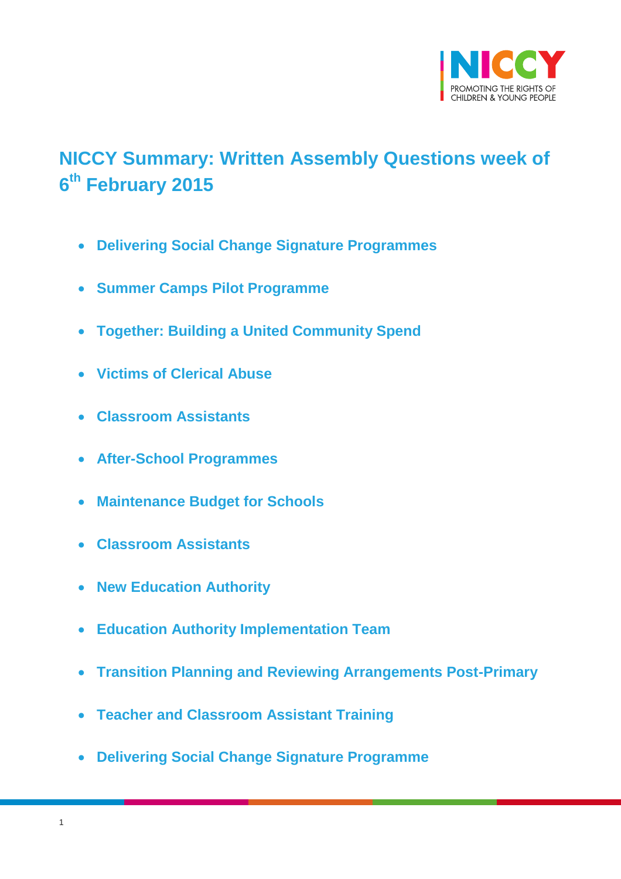# NICCY Summary: Written Assembly Questions week of 6th February 2015

- **Delivering Social Change Signature Programmes**
- **Summer Camps Pilot Programme**
- **Together: Building a United Community Spend**
- **Victims of Clerical Abuse**
- **Classroom Assistants**
- **After-School Programmes**
- **Maintenance Budget for Schools**
- **Classroom Assistants**
- **New Education Authority**
- **Education Authority Implementation Team**
- **Transition Planning and Reviewing Arrangements Post-Primary**
- **Teacher and Classroom Assistant Training**
- **Delivering Social Change Signature Programme**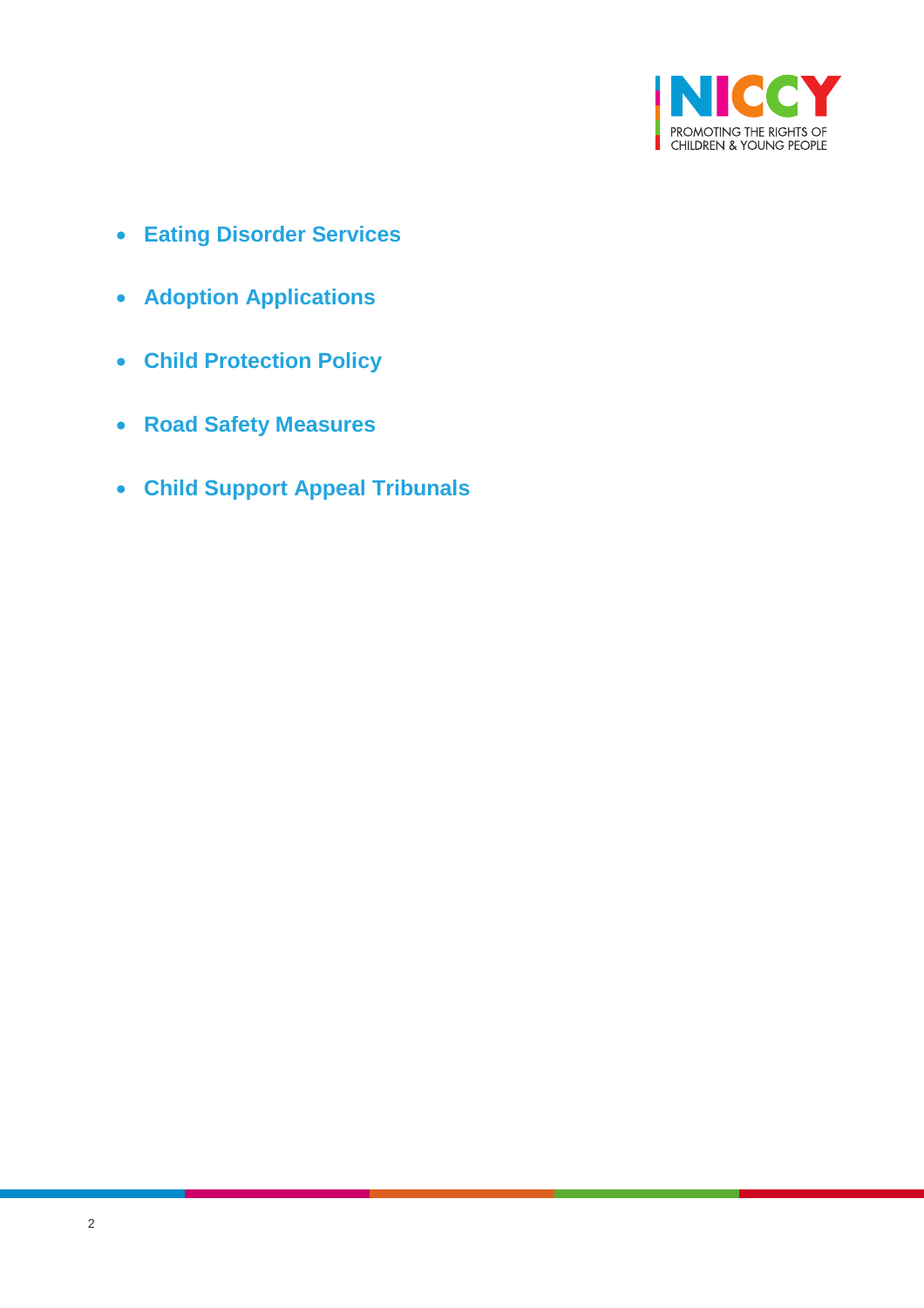- **Eating Disorder Services**
- **Adoption Applications**
- **Child Protection Policy**
- **Road Safety Measures**
- **Child Support Appeal Tribunals**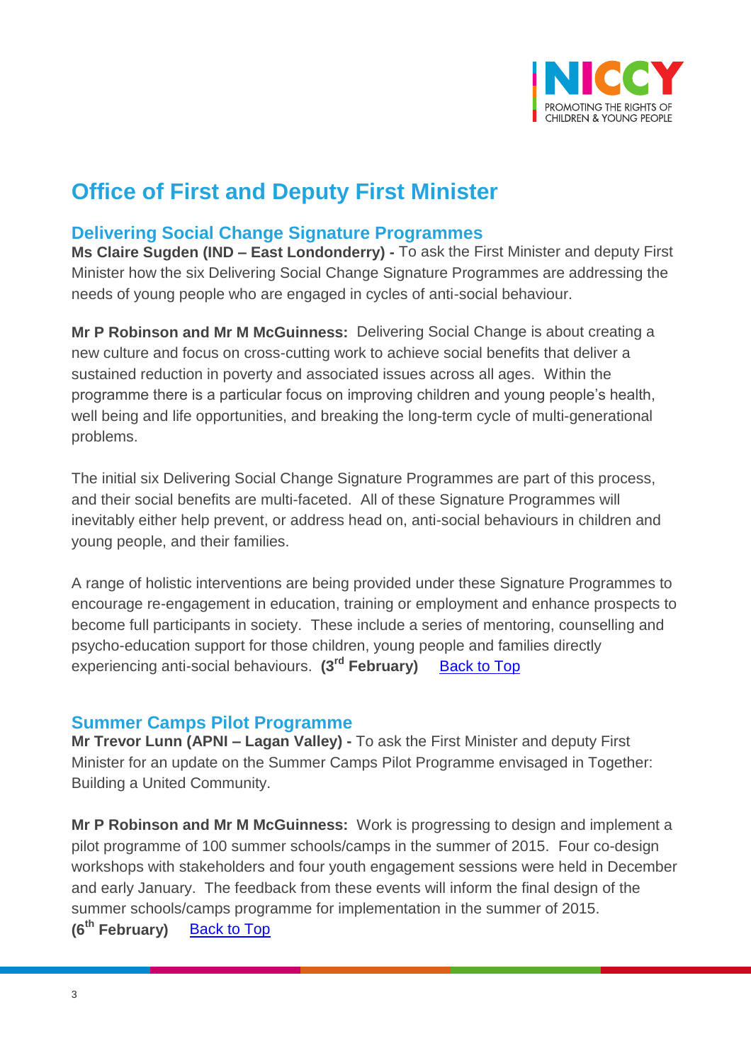# Office of First and Deputy First Minister

## Delivering Social Change Signature Programmes

**Ms Claire Sugden (IND – East Londonderry) -** To ask the First Minister and deputy First Minister how the six Delivering Social Change Signature Programmes are addressing the needs of young people who are engaged in cycles of anti-social behaviour.

**Mr P Robinson and Mr M McGuinness:** Delivering Social Change is about creating a new culture and focus on cross-cutting work to achieve social benefits that deliver a sustained reduction in poverty and associated issues across all ages. Within the programme there is a particular focus on improving children and young people's health, well being and life opportunities, and breaking the long-term cycle of multi-generational problems.

The initial six Delivering Social Change Signature Programmes are part of this process, and their social benefits are multi-faceted. All of these Signature Programmes will inevitably either help prevent, or address head on, anti-social behaviours in children and young people, and their families.

A range of holistic interventions are being provided under these Signature Programmes to encourage re-engagement in education, training or employment and enhance prospects to become full participants in society. These include a series of mentoring, counselling and psycho-education support for those children, young people and families directly experiencing anti-social behaviours. **(3rd February)** Back to Top

## Summer Camps Pilot Programme

**Mr Trevor Lunn (APNI – Lagan Valley) -** To ask the First Minister and deputy First Minister for an update on the Summer Camps Pilot Programme envisaged in Together: Building a United Community.

**Mr P Robinson and Mr M McGuinness:** Work is progressing to design and implement a pilot programme of 100 summer schools/camps in the summer of 2015. Four co-design workshops with stakeholders and four youth engagement sessions were held in December and early January. The feedback from these events will inform the final design of the summer schools/camps programme for implementation in the summer of 2015.
**(6th February)** Back to Top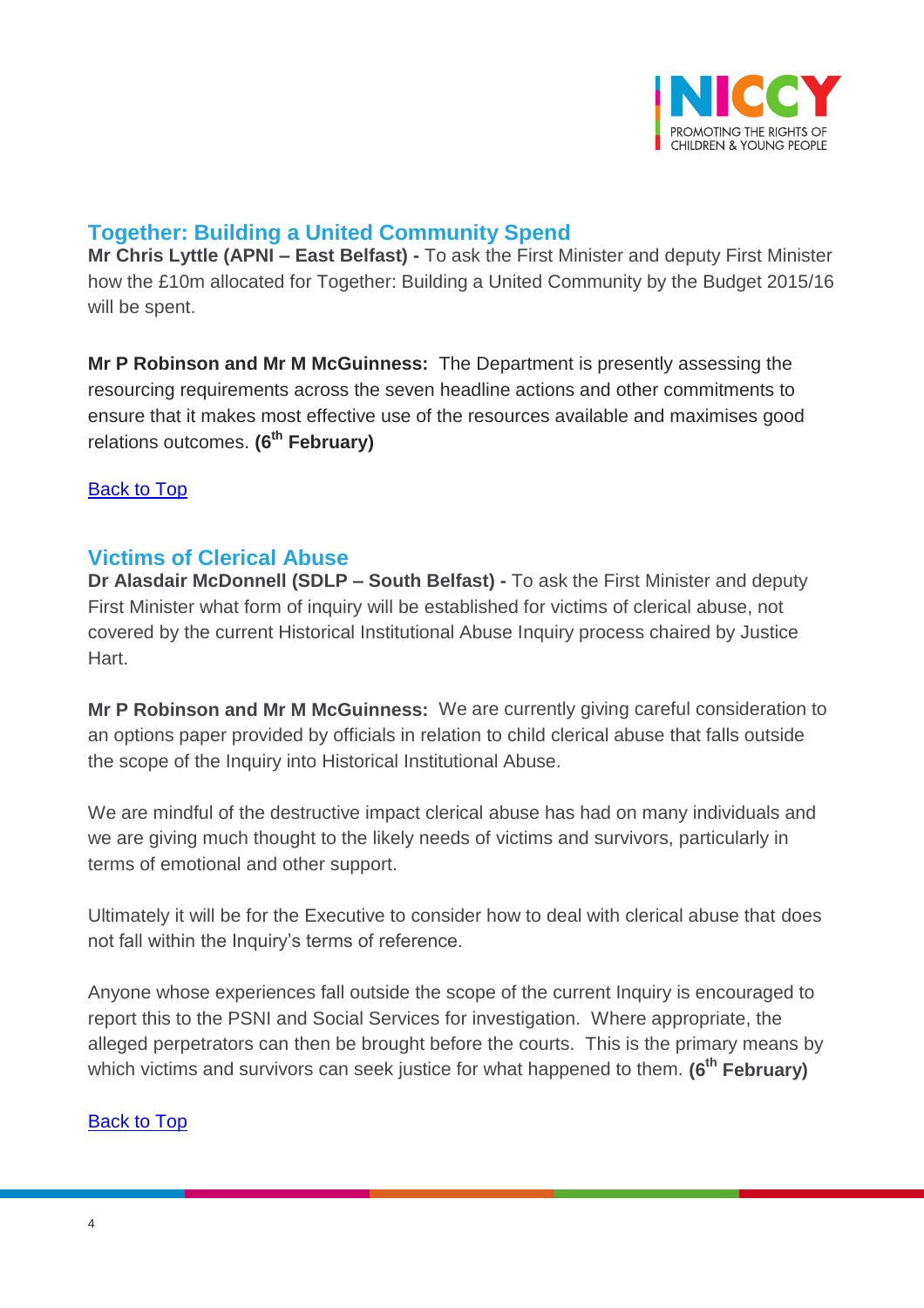## Together: Building a United Community Spend

**Mr Chris Lyttle (APNI – East Belfast) -** To ask the First Minister and deputy First Minister how the £10m allocated for Together: Building a United Community by the Budget 2015/16 will be spent.

**Mr P Robinson and Mr M McGuinness:** The Department is presently assessing the resourcing requirements across the seven headline actions and other commitments to ensure that it makes most effective use of the resources available and maximises good relations outcomes. **(6th February)**

[Back to Top]

## Victims of Clerical Abuse

**Dr Alasdair McDonnell (SDLP – South Belfast) -** To ask the First Minister and deputy First Minister what form of inquiry will be established for victims of clerical abuse, not covered by the current Historical Institutional Abuse Inquiry process chaired by Justice Hart.

**Mr P Robinson and Mr M McGuinness:** We are currently giving careful consideration to an options paper provided by officials in relation to child clerical abuse that falls outside the scope of the Inquiry into Historical Institutional Abuse.

We are mindful of the destructive impact clerical abuse has had on many individuals and we are giving much thought to the likely needs of victims and survivors, particularly in terms of emotional and other support.

Ultimately it will be for the Executive to consider how to deal with clerical abuse that does not fall within the Inquiry's terms of reference.

Anyone whose experiences fall outside the scope of the current Inquiry is encouraged to report this to the PSNI and Social Services for investigation. Where appropriate, the alleged perpetrators can then be brought before the courts. This is the primary means by which victims and survivors can seek justice for what happened to them. **(6th February)**

[Back to Top]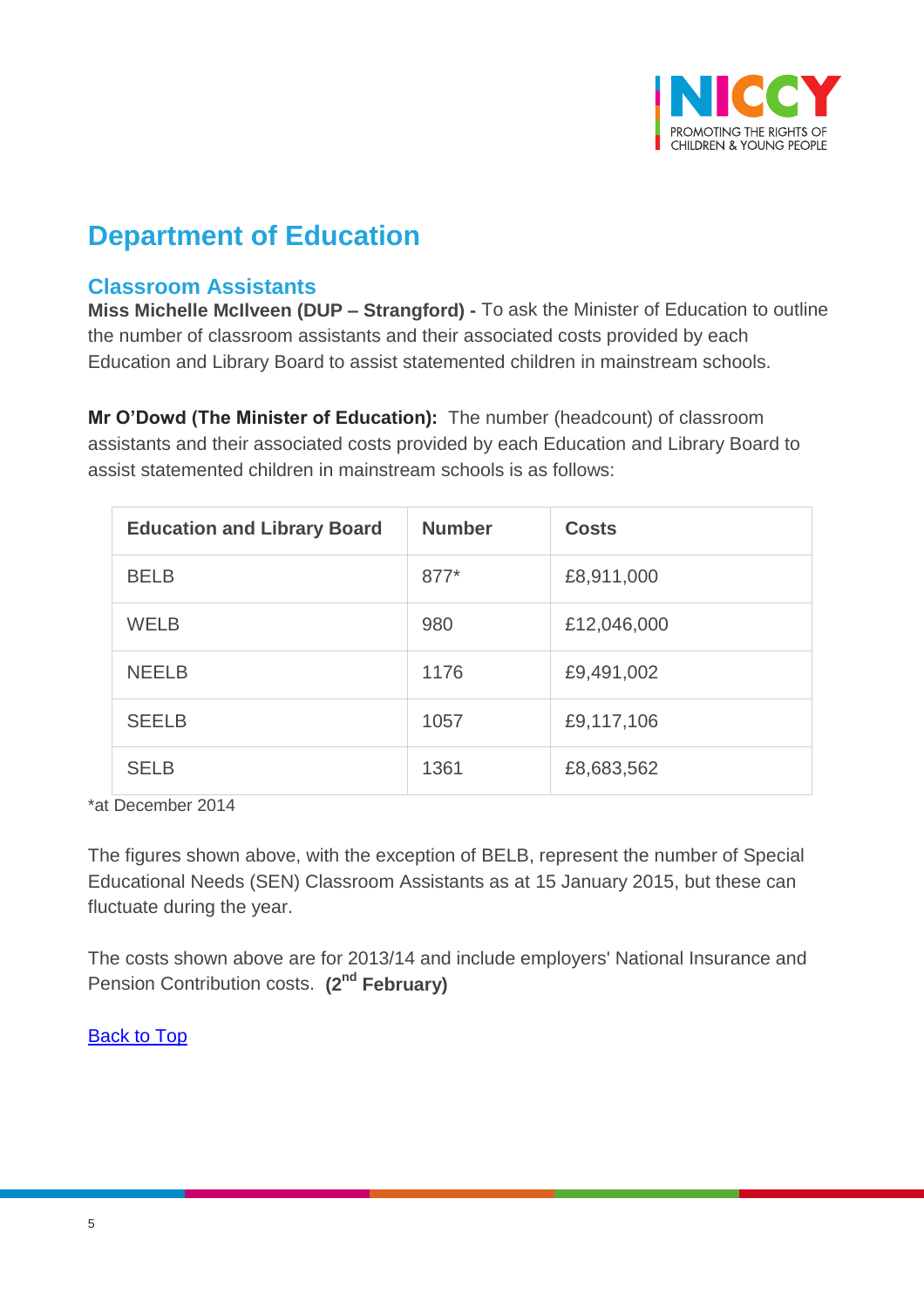# Department of Education

## Classroom Assistants

**Miss Michelle McIlveen (DUP – Strangford) -** To ask the Minister of Education to outline the number of classroom assistants and their associated costs provided by each Education and Library Board to assist statemented children in mainstream schools.

**Mr O'Dowd (The Minister of Education):** The number (headcount) of classroom assistants and their associated costs provided by each Education and Library Board to assist statemented children in mainstream schools is as follows:

| Education and Library Board | Number | Costs |
|---|---|---|
| BELB | 877* | £8,911,000 |
| WELB | 980 | £12,046,000 |
| NEELB | 1176 | £9,491,002 |
| SEELB | 1057 | £9,117,106 |
| SELB | 1361 | £8,683,562 |

*at December 2014

The figures shown above, with the exception of BELB, represent the number of Special Educational Needs (SEN) Classroom Assistants as at 15 January 2015, but these can fluctuate during the year.

The costs shown above are for 2013/14 and include employers' National Insurance and Pension Contribution costs. **(2nd February)**

Back to Top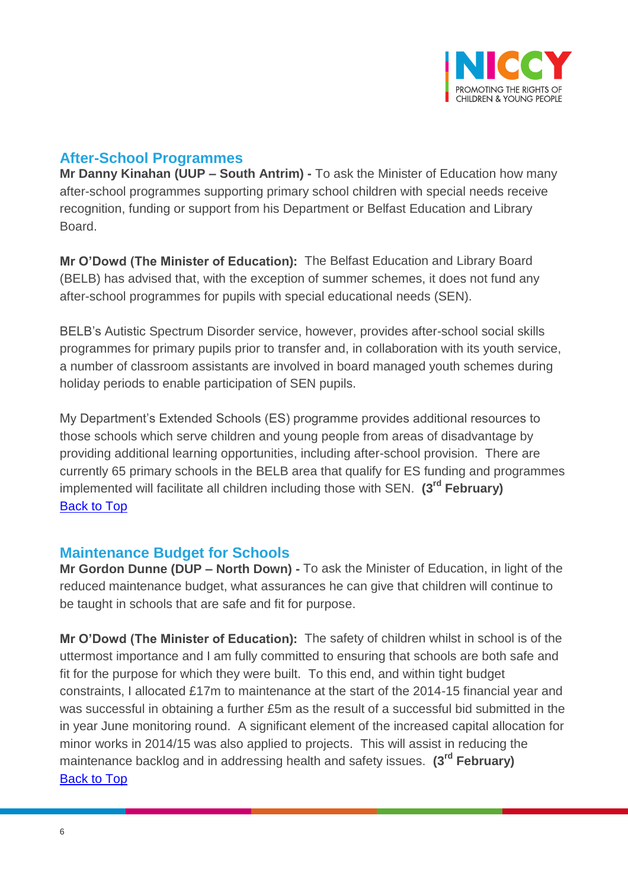## After-School Programmes

**Mr Danny Kinahan (UUP – South Antrim) -** To ask the Minister of Education how many after-school programmes supporting primary school children with special needs receive recognition, funding or support from his Department or Belfast Education and Library Board.

**Mr O'Dowd (The Minister of Education):** The Belfast Education and Library Board (BELB) has advised that, with the exception of summer schemes, it does not fund any after-school programmes for pupils with special educational needs (SEN).

BELB's Autistic Spectrum Disorder service, however, provides after-school social skills programmes for primary pupils prior to transfer and, in collaboration with its youth service, a number of classroom assistants are involved in board managed youth schemes during holiday periods to enable participation of SEN pupils.

My Department's Extended Schools (ES) programme provides additional resources to those schools which serve children and young people from areas of disadvantage by providing additional learning opportunities, including after-school provision. There are currently 65 primary schools in the BELB area that qualify for ES funding and programmes implemented will facilitate all children including those with SEN. **(3rd February)**

Back to Top

## Maintenance Budget for Schools

**Mr Gordon Dunne (DUP – North Down) -** To ask the Minister of Education, in light of the reduced maintenance budget, what assurances he can give that children will continue to be taught in schools that are safe and fit for purpose.

**Mr O'Dowd (The Minister of Education):** The safety of children whilst in school is of the uttermost importance and I am fully committed to ensuring that schools are both safe and fit for the purpose for which they were built. To this end, and within tight budget constraints, I allocated £17m to maintenance at the start of the 2014-15 financial year and was successful in obtaining a further £5m as the result of a successful bid submitted in the in year June monitoring round. A significant element of the increased capital allocation for minor works in 2014/15 was also applied to projects. This will assist in reducing the maintenance backlog and in addressing health and safety issues. **(3rd February)**

Back to Top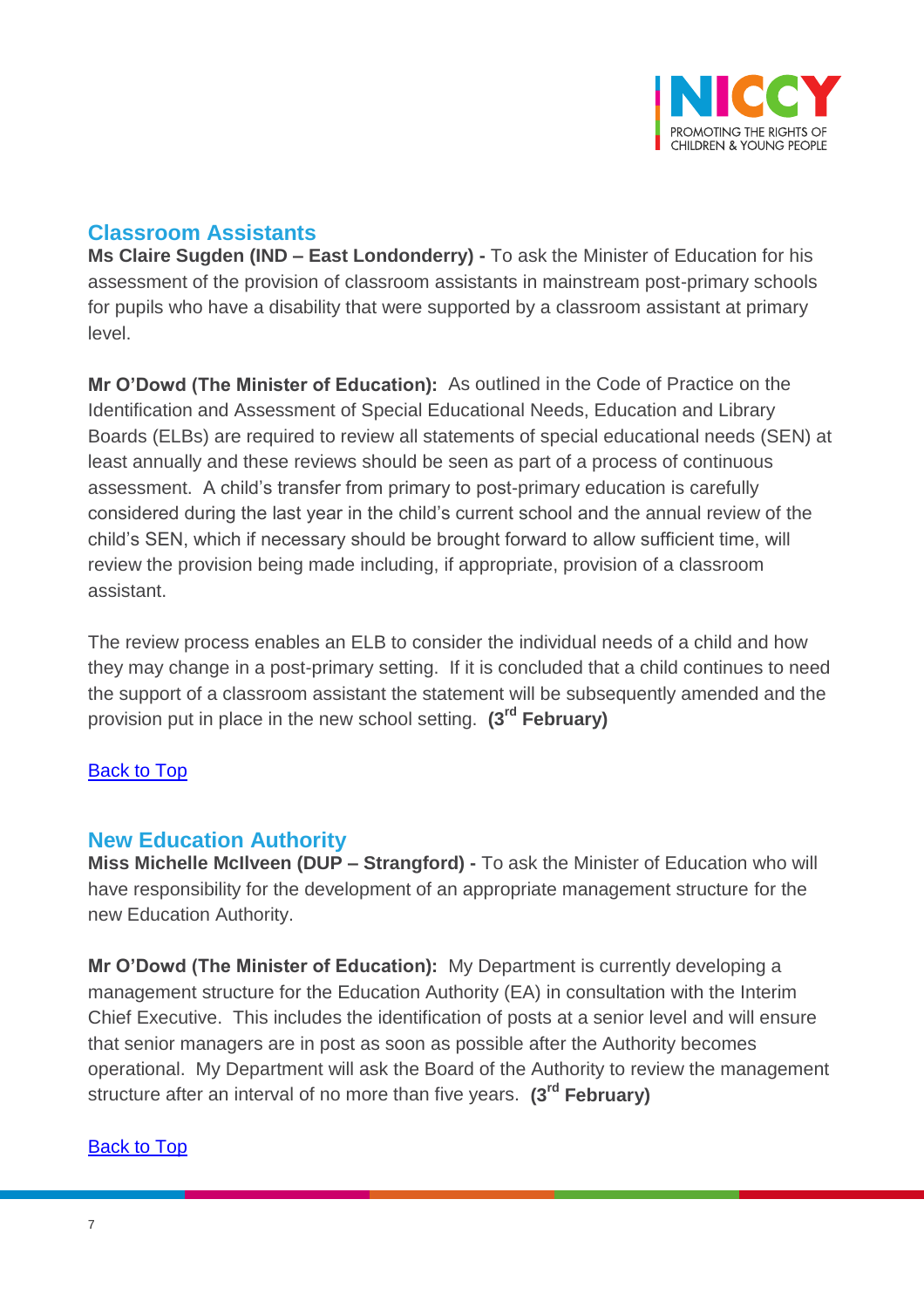## Classroom Assistants

**Ms Claire Sugden (IND – East Londonderry) -** To ask the Minister of Education for his assessment of the provision of classroom assistants in mainstream post-primary schools for pupils who have a disability that were supported by a classroom assistant at primary level.

**Mr O'Dowd (The Minister of Education):** As outlined in the Code of Practice on the Identification and Assessment of Special Educational Needs, Education and Library Boards (ELBs) are required to review all statements of special educational needs (SEN) at least annually and these reviews should be seen as part of a process of continuous assessment. A child's transfer from primary to post-primary education is carefully considered during the last year in the child's current school and the annual review of the child's SEN, which if necessary should be brought forward to allow sufficient time, will review the provision being made including, if appropriate, provision of a classroom assistant.

The review process enables an ELB to consider the individual needs of a child and how they may change in a post-primary setting. If it is concluded that a child continues to need the support of a classroom assistant the statement will be subsequently amended and the provision put in place in the new school setting. **(3rd February)**

Back to Top

## New Education Authority

**Miss Michelle McIlveen (DUP – Strangford) -** To ask the Minister of Education who will have responsibility for the development of an appropriate management structure for the new Education Authority.

**Mr O'Dowd (The Minister of Education):** My Department is currently developing a management structure for the Education Authority (EA) in consultation with the Interim Chief Executive. This includes the identification of posts at a senior level and will ensure that senior managers are in post as soon as possible after the Authority becomes operational. My Department will ask the Board of the Authority to review the management structure after an interval of no more than five years. **(3rd February)**

Back to Top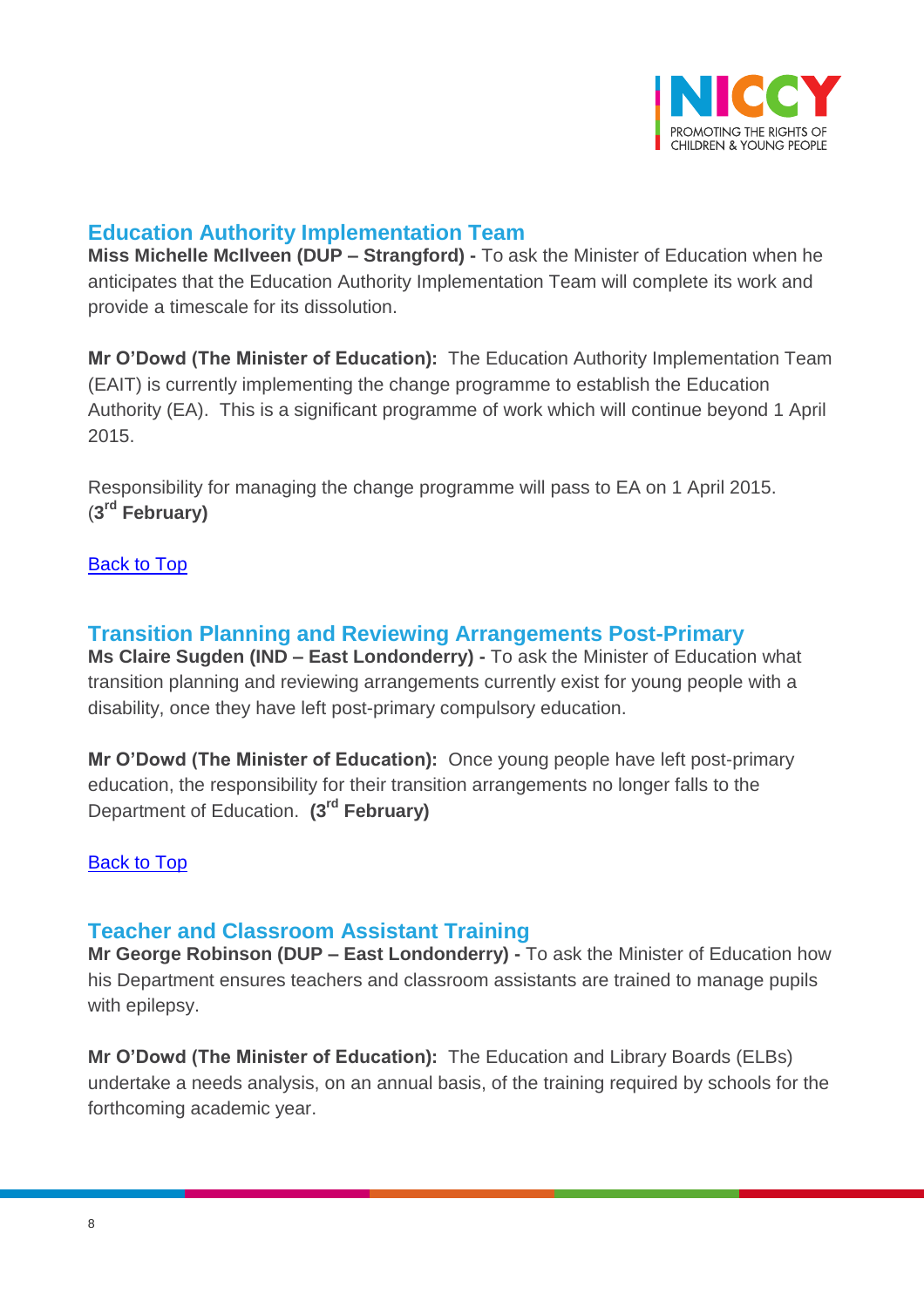## Education Authority Implementation Team

**Miss Michelle McIlveen (DUP – Strangford) -** To ask the Minister of Education when he anticipates that the Education Authority Implementation Team will complete its work and provide a timescale for its dissolution.

**Mr O'Dowd (The Minister of Education):** The Education Authority Implementation Team (EAIT) is currently implementing the change programme to establish the Education Authority (EA). This is a significant programme of work which will continue beyond 1 April 2015.

Responsibility for managing the change programme will pass to EA on 1 April 2015. (**3rd February)**

Back to Top

## Transition Planning and Reviewing Arrangements Post-Primary

**Ms Claire Sugden (IND – East Londonderry) -** To ask the Minister of Education what transition planning and reviewing arrangements currently exist for young people with a disability, once they have left post-primary compulsory education.

**Mr O'Dowd (The Minister of Education):** Once young people have left post-primary education, the responsibility for their transition arrangements no longer falls to the Department of Education. **(3rd February)**

Back to Top

## Teacher and Classroom Assistant Training

**Mr George Robinson (DUP – East Londonderry) -** To ask the Minister of Education how his Department ensures teachers and classroom assistants are trained to manage pupils with epilepsy.

**Mr O'Dowd (The Minister of Education):** The Education and Library Boards (ELBs) undertake a needs analysis, on an annual basis, of the training required by schools for the forthcoming academic year.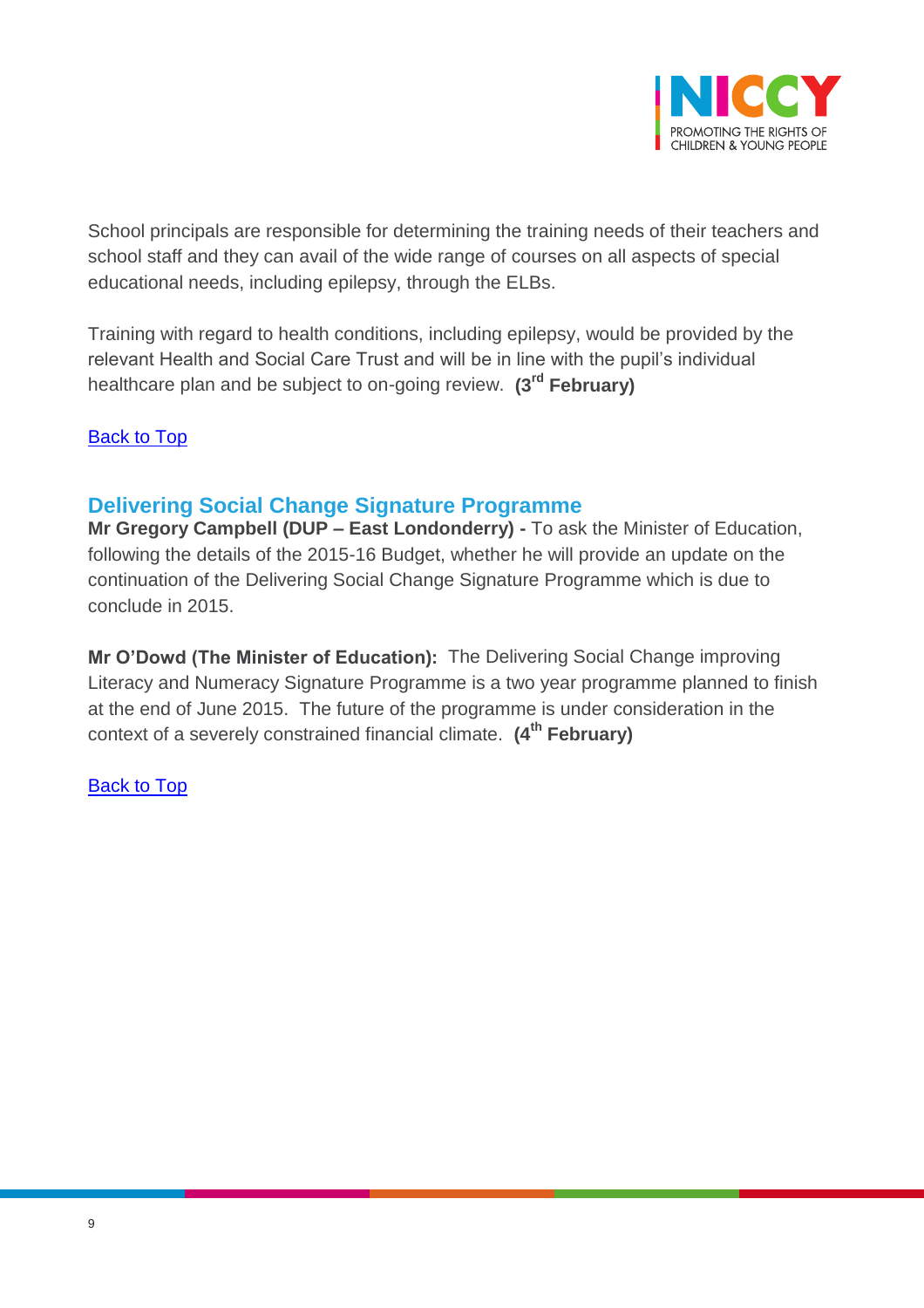School principals are responsible for determining the training needs of their teachers and school staff and they can avail of the wide range of courses on all aspects of special educational needs, including epilepsy, through the ELBs.

Training with regard to health conditions, including epilepsy, would be provided by the relevant Health and Social Care Trust and will be in line with the pupil's individual healthcare plan and be subject to on-going review. **(3rd February)**

Back to Top

## Delivering Social Change Signature Programme

**Mr Gregory Campbell (DUP – East Londonderry) -** To ask the Minister of Education, following the details of the 2015-16 Budget, whether he will provide an update on the continuation of the Delivering Social Change Signature Programme which is due to conclude in 2015.

**Mr O'Dowd (The Minister of Education):** The Delivering Social Change improving Literacy and Numeracy Signature Programme is a two year programme planned to finish at the end of June 2015. The future of the programme is under consideration in the context of a severely constrained financial climate. **(4th February)**

Back to Top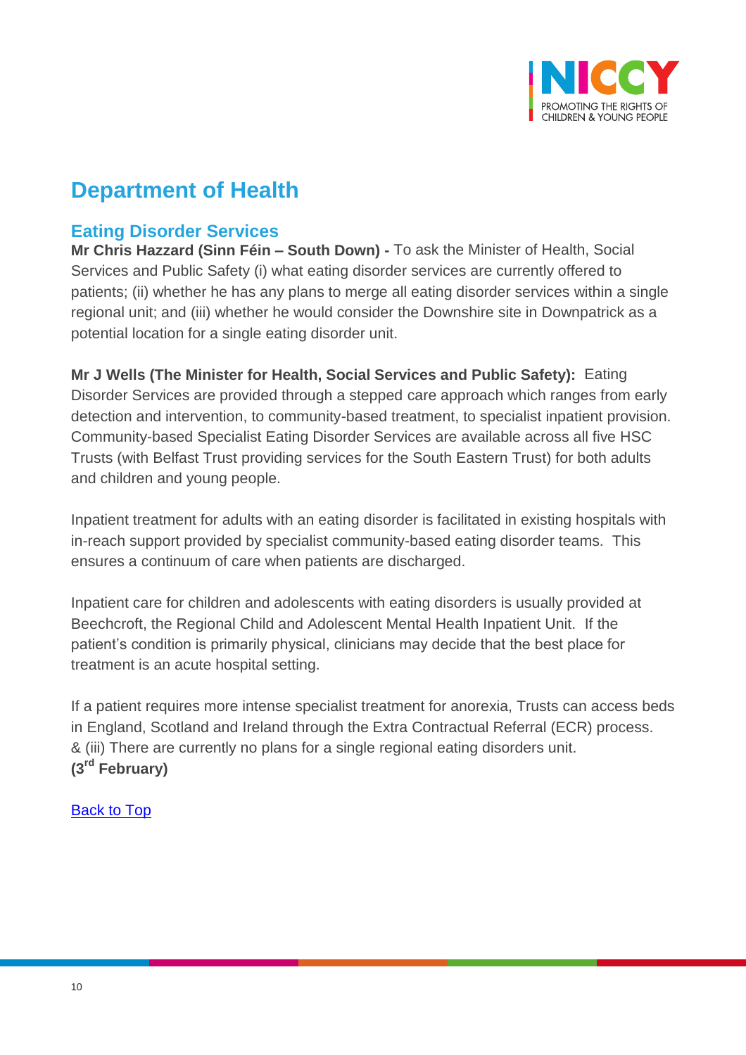# Department of Health

## Eating Disorder Services

**Mr Chris Hazzard (Sinn Féin – South Down) -** To ask the Minister of Health, Social Services and Public Safety (i) what eating disorder services are currently offered to patients; (ii) whether he has any plans to merge all eating disorder services within a single regional unit; and (iii) whether he would consider the Downshire site in Downpatrick as a potential location for a single eating disorder unit.

**Mr J Wells (The Minister for Health, Social Services and Public Safety):** Eating Disorder Services are provided through a stepped care approach which ranges from early detection and intervention, to community-based treatment, to specialist inpatient provision. Community-based Specialist Eating Disorder Services are available across all five HSC Trusts (with Belfast Trust providing services for the South Eastern Trust) for both adults and children and young people.

Inpatient treatment for adults with an eating disorder is facilitated in existing hospitals with in-reach support provided by specialist community-based eating disorder teams. This ensures a continuum of care when patients are discharged.

Inpatient care for children and adolescents with eating disorders is usually provided at Beechcroft, the Regional Child and Adolescent Mental Health Inpatient Unit. If the patient's condition is primarily physical, clinicians may decide that the best place for treatment is an acute hospital setting.

If a patient requires more intense specialist treatment for anorexia, Trusts can access beds in England, Scotland and Ireland through the Extra Contractual Referral (ECR) process.
& (iii) There are currently no plans for a single regional eating disorders unit.
**(3rd February)**

[Back to Top]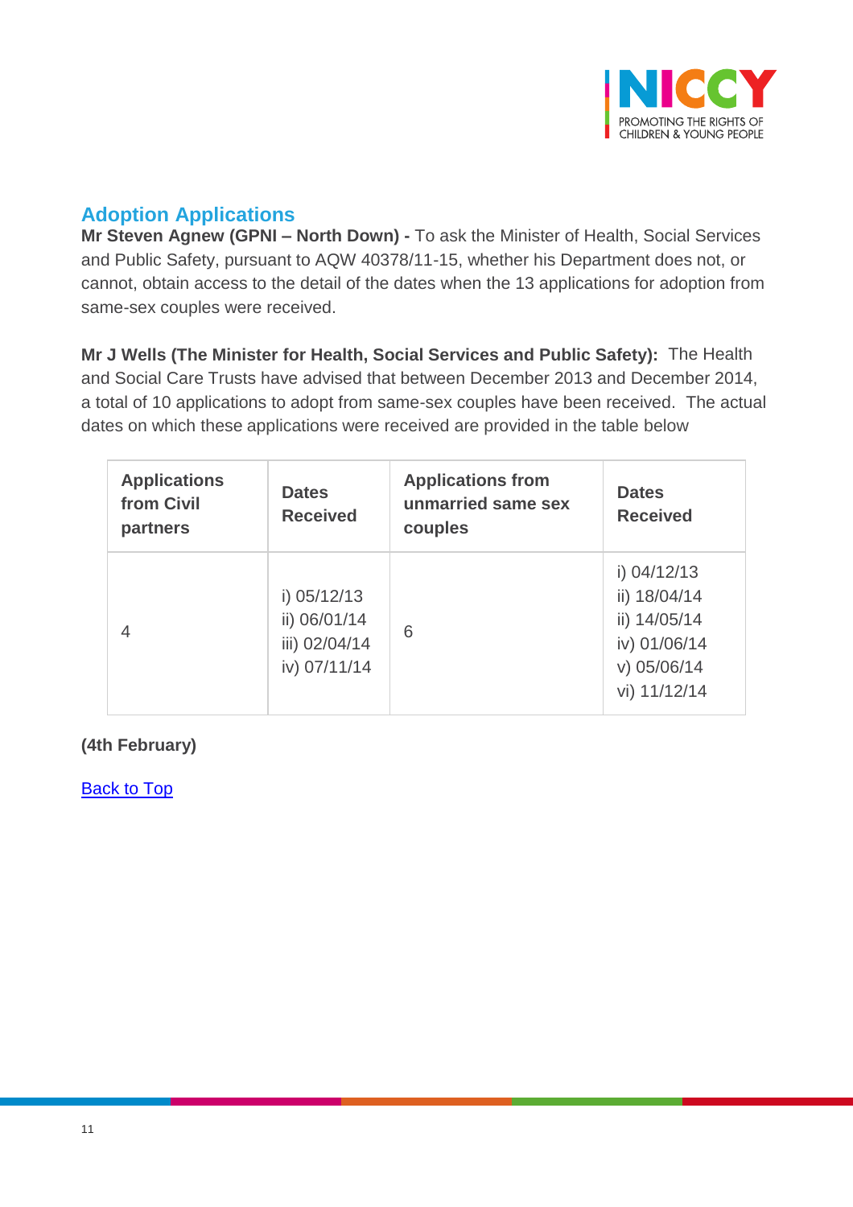## Adoption Applications

**Mr Steven Agnew (GPNI – North Down) -** To ask the Minister of Health, Social Services and Public Safety, pursuant to AQW 40378/11-15, whether his Department does not, or cannot, obtain access to the detail of the dates when the 13 applications for adoption from same-sex couples were received.

**Mr J Wells (The Minister for Health, Social Services and Public Safety):** The Health and Social Care Trusts have advised that between December 2013 and December 2014, a total of 10 applications to adopt from same-sex couples have been received. The actual dates on which these applications were received are provided in the table below

| Applications from Civil partners | Dates Received | Applications from unmarried same sex couples | Dates Received |
|---|---|---|---|
| 4 | i) 05/12/13<br>ii) 06/01/14<br>iii) 02/04/14<br>iv) 07/11/14 | 6 | i) 04/12/13<br>ii) 18/04/14<br>ii) 14/05/14<br>iv) 01/06/14<br>v) 05/06/14<br>vi) 11/12/14 |

**(4th February)**

Back to Top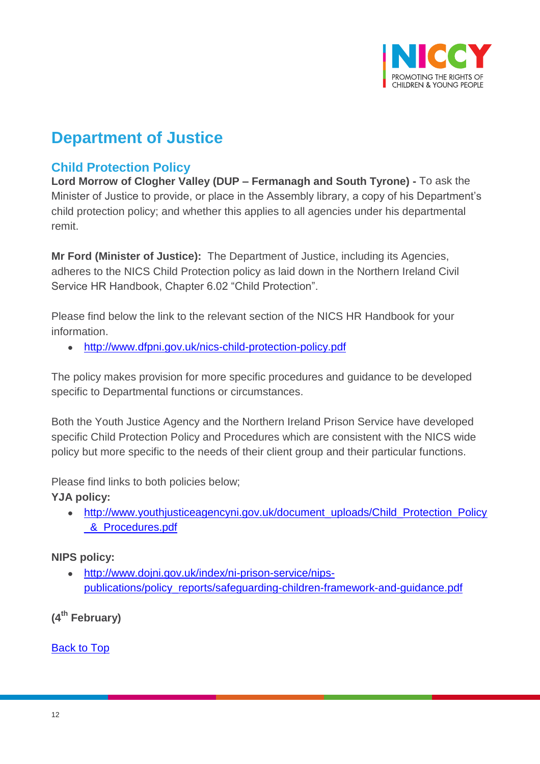# Department of Justice

## Child Protection Policy

**Lord Morrow of Clogher Valley (DUP – Fermanagh and South Tyrone) -** To ask the Minister of Justice to provide, or place in the Assembly library, a copy of his Department's child protection policy; and whether this applies to all agencies under his departmental remit.

**Mr Ford (Minister of Justice):** The Department of Justice, including its Agencies, adheres to the NICS Child Protection policy as laid down in the Northern Ireland Civil Service HR Handbook, Chapter 6.02 "Child Protection".

Please find below the link to the relevant section of the NICS HR Handbook for your information.

- http://www.dfpni.gov.uk/nics-child-protection-policy.pdf

The policy makes provision for more specific procedures and guidance to be developed specific to Departmental functions or circumstances.

Both the Youth Justice Agency and the Northern Ireland Prison Service have developed specific Child Protection Policy and Procedures which are consistent with the NICS wide policy but more specific to the needs of their client group and their particular functions.

Please find links to both policies below;

**YJA policy:**

- http://www.youthjusticeagencyni.gov.uk/document_uploads/Child_Protection_Policy_&_Procedures.pdf

**NIPS policy:**

- http://www.dojni.gov.uk/index/ni-prison-service/nips-publications/policy_reports/safeguarding-children-framework-and-guidance.pdf

**(4th February)**

Back to Top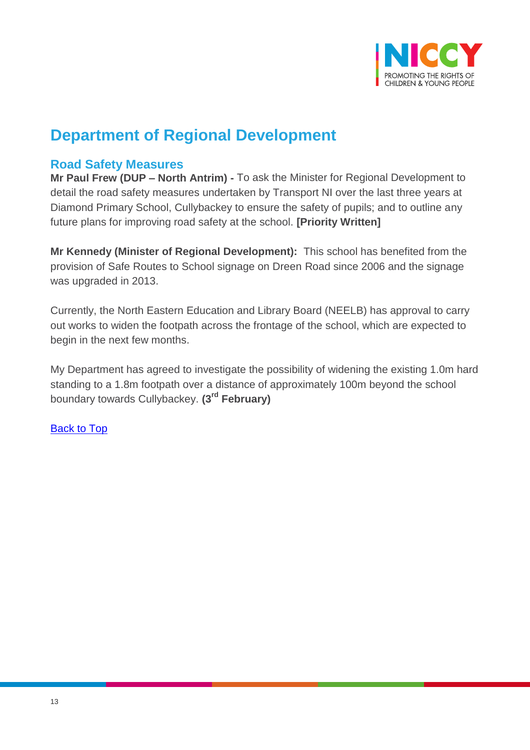# Department of Regional Development

## Road Safety Measures

**Mr Paul Frew (DUP – North Antrim) -** To ask the Minister for Regional Development to detail the road safety measures undertaken by Transport NI over the last three years at Diamond Primary School, Cullybackey to ensure the safety of pupils; and to outline any future plans for improving road safety at the school. **[Priority Written]**

**Mr Kennedy (Minister of Regional Development):** This school has benefited from the provision of Safe Routes to School signage on Dreen Road since 2006 and the signage was upgraded in 2013.

Currently, the North Eastern Education and Library Board (NEELB) has approval to carry out works to widen the footpath across the frontage of the school, which are expected to begin in the next few months.

My Department has agreed to investigate the possibility of widening the existing 1.0m hard standing to a 1.8m footpath over a distance of approximately 100m beyond the school boundary towards Cullybackey. **(3rd February)**

Back to Top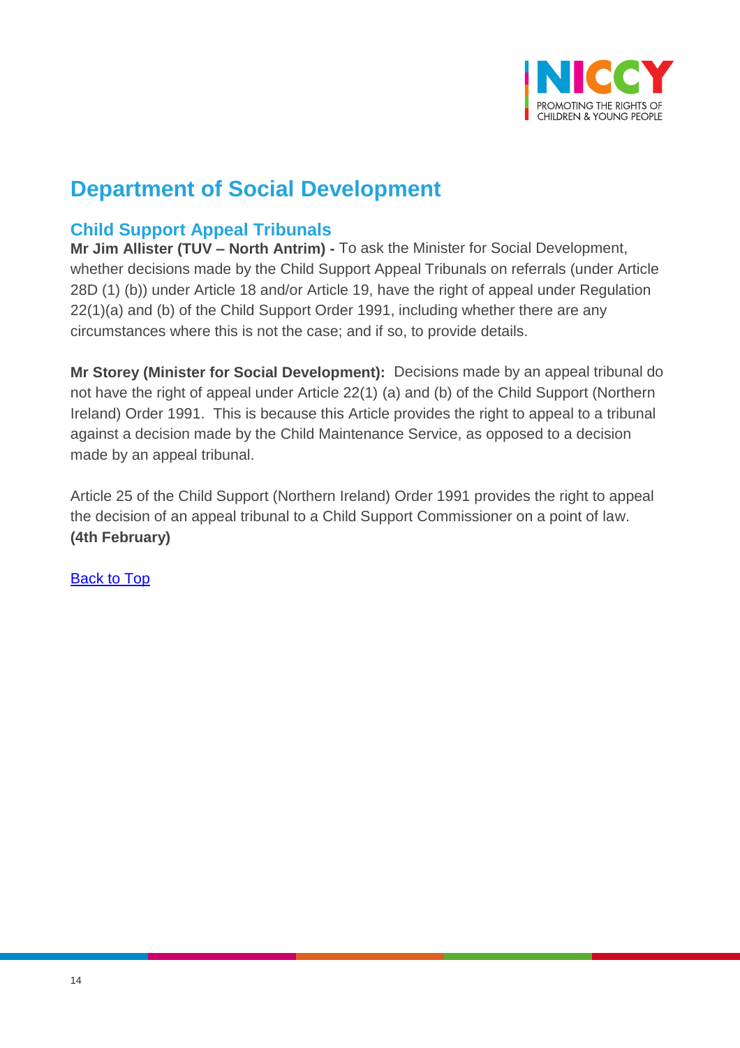# Department of Social Development

## Child Support Appeal Tribunals

**Mr Jim Allister (TUV – North Antrim) -** To ask the Minister for Social Development, whether decisions made by the Child Support Appeal Tribunals on referrals (under Article 28D (1) (b)) under Article 18 and/or Article 19, have the right of appeal under Regulation 22(1)(a) and (b) of the Child Support Order 1991, including whether there are any circumstances where this is not the case; and if so, to provide details.

**Mr Storey (Minister for Social Development):** Decisions made by an appeal tribunal do not have the right of appeal under Article 22(1) (a) and (b) of the Child Support (Northern Ireland) Order 1991. This is because this Article provides the right to appeal to a tribunal against a decision made by the Child Maintenance Service, as opposed to a decision made by an appeal tribunal.

Article 25 of the Child Support (Northern Ireland) Order 1991 provides the right to appeal the decision of an appeal tribunal to a Child Support Commissioner on a point of law.
**(4th February)**

[Back to Top]